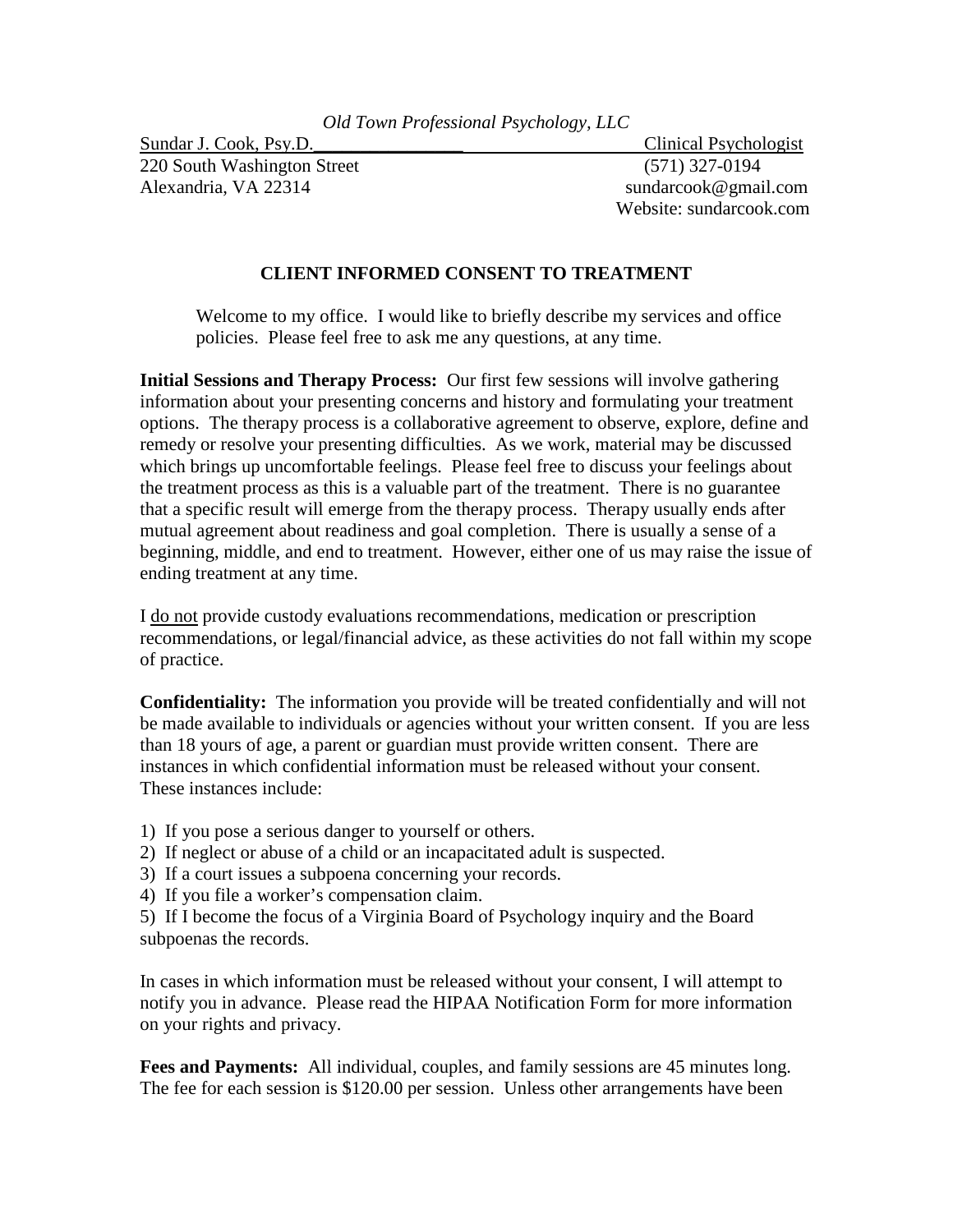*Old Town Professional Psychology, LLC*

Sundar J. Cook, Psy.D. — Clinical Psychologist

220 South Washington Street — (571) 327-0194

Alexandria, VA 22314 — sundarcook@gmail.com

Website: sundarcook.com

## CLIENT INFORMED CONSENT TO TREATMENT

Welcome to my office. I would like to briefly describe my services and office policies. Please feel free to ask me any questions, at any time.

**Initial Sessions and Therapy Process:** Our first few sessions will involve gathering information about your presenting concerns and history and formulating your treatment options. The therapy process is a collaborative agreement to observe, explore, define and remedy or resolve your presenting difficulties. As we work, material may be discussed which brings up uncomfortable feelings. Please feel free to discuss your feelings about the treatment process as this is a valuable part of the treatment. There is no guarantee that a specific result will emerge from the therapy process. Therapy usually ends after mutual agreement about readiness and goal completion. There is usually a sense of a beginning, middle, and end to treatment. However, either one of us may raise the issue of ending treatment at any time.

I <u>do not</u> provide custody evaluations recommendations, medication or prescription recommendations, or legal/financial advice, as these activities do not fall within my scope of practice.

**Confidentiality:** The information you provide will be treated confidentially and will not be made available to individuals or agencies without your written consent. If you are less than 18 yours of age, a parent or guardian must provide written consent. There are instances in which confidential information must be released without your consent. These instances include:

1) If you pose a serious danger to yourself or others.
2) If neglect or abuse of a child or an incapacitated adult is suspected.
3) If a court issues a subpoena concerning your records.
4) If you file a worker's compensation claim.
5) If I become the focus of a Virginia Board of Psychology inquiry and the Board subpoenas the records.

In cases in which information must be released without your consent, I will attempt to notify you in advance. Please read the HIPAA Notification Form for more information on your rights and privacy.

**Fees and Payments:** All individual, couples, and family sessions are 45 minutes long. The fee for each session is $120.00 per session. Unless other arrangements have been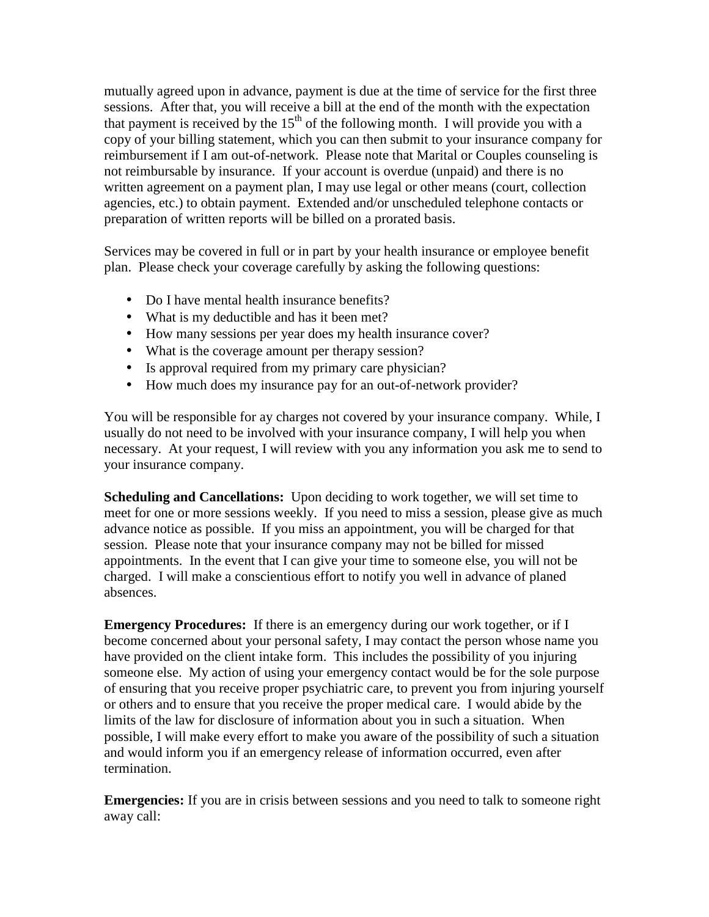mutually agreed upon in advance, payment is due at the time of service for the first three sessions. After that, you will receive a bill at the end of the month with the expectation that payment is received by the 15th of the following month. I will provide you with a copy of your billing statement, which you can then submit to your insurance company for reimbursement if I am out-of-network. Please note that Marital or Couples counseling is not reimbursable by insurance. If your account is overdue (unpaid) and there is no written agreement on a payment plan, I may use legal or other means (court, collection agencies, etc.) to obtain payment. Extended and/or unscheduled telephone contacts or preparation of written reports will be billed on a prorated basis.

Services may be covered in full or in part by your health insurance or employee benefit plan. Please check your coverage carefully by asking the following questions:

- Do I have mental health insurance benefits?
- What is my deductible and has it been met?
- How many sessions per year does my health insurance cover?
- What is the coverage amount per therapy session?
- Is approval required from my primary care physician?
- How much does my insurance pay for an out-of-network provider?

You will be responsible for ay charges not covered by your insurance company. While, I usually do not need to be involved with your insurance company, I will help you when necessary. At your request, I will review with you any information you ask me to send to your insurance company.

**Scheduling and Cancellations:** Upon deciding to work together, we will set time to meet for one or more sessions weekly. If you need to miss a session, please give as much advance notice as possible. If you miss an appointment, you will be charged for that session. Please note that your insurance company may not be billed for missed appointments. In the event that I can give your time to someone else, you will not be charged. I will make a conscientious effort to notify you well in advance of planed absences.

**Emergency Procedures:** If there is an emergency during our work together, or if I become concerned about your personal safety, I may contact the person whose name you have provided on the client intake form. This includes the possibility of you injuring someone else. My action of using your emergency contact would be for the sole purpose of ensuring that you receive proper psychiatric care, to prevent you from injuring yourself or others and to ensure that you receive the proper medical care. I would abide by the limits of the law for disclosure of information about you in such a situation. When possible, I will make every effort to make you aware of the possibility of such a situation and would inform you if an emergency release of information occurred, even after termination.

**Emergencies:** If you are in crisis between sessions and you need to talk to someone right away call: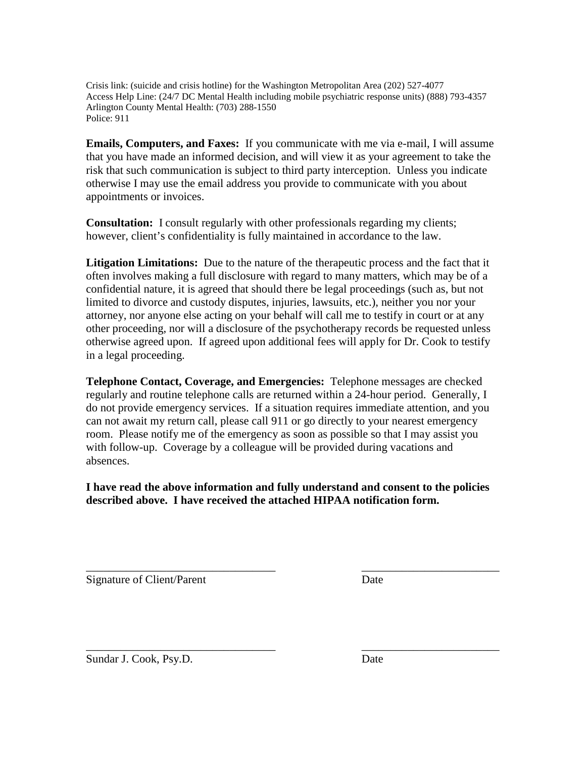Crisis link: (suicide and crisis hotline) for the Washington Metropolitan Area (202) 527-4077
Access Help Line: (24/7 DC Mental Health including mobile psychiatric response units) (888) 793-4357
Arlington County Mental Health: (703) 288-1550
Police: 911

**Emails, Computers, and Faxes:** If you communicate with me via e-mail, I will assume that you have made an informed decision, and will view it as your agreement to take the risk that such communication is subject to third party interception. Unless you indicate otherwise I may use the email address you provide to communicate with you about appointments or invoices.

**Consultation:** I consult regularly with other professionals regarding my clients; however, client's confidentiality is fully maintained in accordance to the law.

**Litigation Limitations:** Due to the nature of the therapeutic process and the fact that it often involves making a full disclosure with regard to many matters, which may be of a confidential nature, it is agreed that should there be legal proceedings (such as, but not limited to divorce and custody disputes, injuries, lawsuits, etc.), neither you nor your attorney, nor anyone else acting on your behalf will call me to testify in court or at any other proceeding, nor will a disclosure of the psychotherapy records be requested unless otherwise agreed upon. If agreed upon additional fees will apply for Dr. Cook to testify in a legal proceeding.

**Telephone Contact, Coverage, and Emergencies:** Telephone messages are checked regularly and routine telephone calls are returned within a 24-hour period. Generally, I do not provide emergency services. If a situation requires immediate attention, and you can not await my return call, please call 911 or go directly to your nearest emergency room. Please notify me of the emergency as soon as possible so that I may assist you with follow-up. Coverage by a colleague will be provided during vacations and absences.

**I have read the above information and fully understand and consent to the policies described above. I have received the attached HIPAA notification form.**

_________________________________ &nbsp;&nbsp;&nbsp;&nbsp;&nbsp;&nbsp;&nbsp;&nbsp; ________________________
Signature of Client/Parent &nbsp;&nbsp;&nbsp;&nbsp;&nbsp;&nbsp;&nbsp;&nbsp; Date

_________________________________ &nbsp;&nbsp;&nbsp;&nbsp;&nbsp;&nbsp;&nbsp;&nbsp; ________________________
Sundar J. Cook, Psy.D. &nbsp;&nbsp;&nbsp;&nbsp;&nbsp;&nbsp;&nbsp;&nbsp; Date